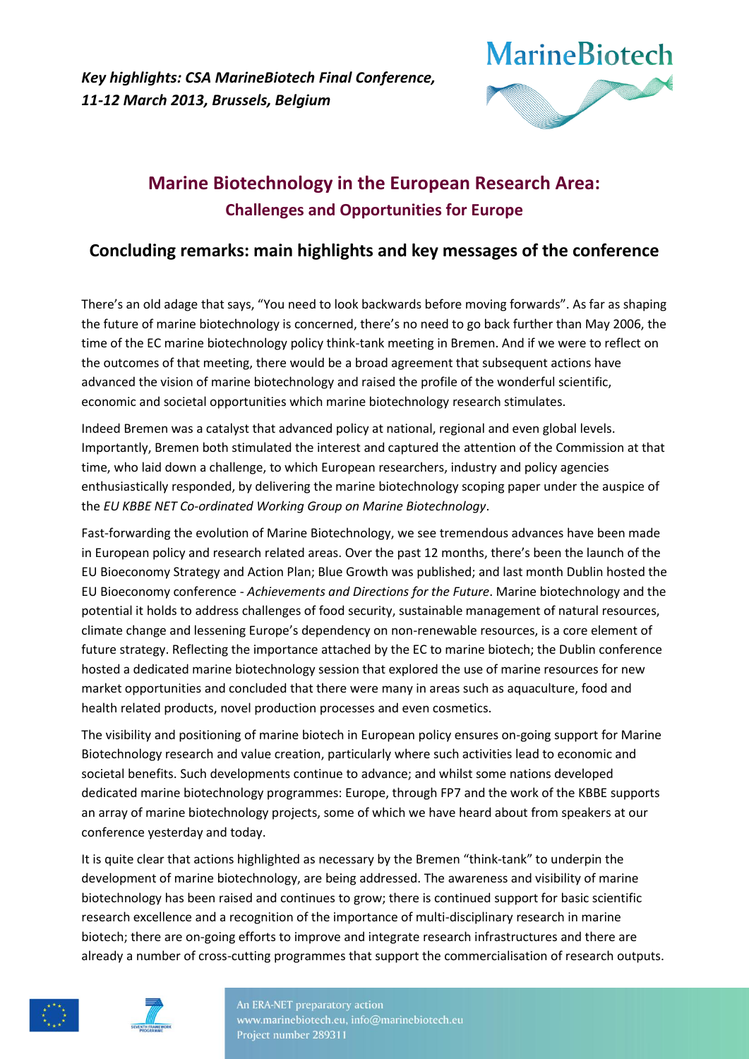*Key highlights: CSA MarineBiotech Final Conference, 11-12 March 2013, Brussels, Belgium*

# Marine Biotechnology in the European Research Area:

## Challenges and Opportunities for Europe

## Concluding remarks: main highlights and key messages of the conference

There's an old adage that says, "You need to look backwards before moving forwards". As far as shaping the future of marine biotechnology is concerned, there's no need to go back further than May 2006, the time of the EC marine biotechnology policy think-tank meeting in Bremen. And if we were to reflect on the outcomes of that meeting, there would be a broad agreement that subsequent actions have advanced the vision of marine biotechnology and raised the profile of the wonderful scientific, economic and societal opportunities which marine biotechnology research stimulates.

Indeed Bremen was a catalyst that advanced policy at national, regional and even global levels. Importantly, Bremen both stimulated the interest and captured the attention of the Commission at that time, who laid down a challenge, to which European researchers, industry and policy agencies enthusiastically responded, by delivering the marine biotechnology scoping paper under the auspice of the *EU KBBE NET Co-ordinated Working Group on Marine Biotechnology*.

Fast-forwarding the evolution of Marine Biotechnology, we see tremendous advances have been made in European policy and research related areas. Over the past 12 months, there's been the launch of the EU Bioeconomy Strategy and Action Plan; Blue Growth was published; and last month Dublin hosted the EU Bioeconomy conference - *Achievements and Directions for the Future*. Marine biotechnology and the potential it holds to address challenges of food security, sustainable management of natural resources, climate change and lessening Europe's dependency on non-renewable resources, is a core element of future strategy. Reflecting the importance attached by the EC to marine biotech; the Dublin conference hosted a dedicated marine biotechnology session that explored the use of marine resources for new market opportunities and concluded that there were many in areas such as aquaculture, food and health related products, novel production processes and even cosmetics.

The visibility and positioning of marine biotech in European policy ensures on-going support for Marine Biotechnology research and value creation, particularly where such activities lead to economic and societal benefits. Such developments continue to advance; and whilst some nations developed dedicated marine biotechnology programmes: Europe, through FP7 and the work of the KBBE supports an array of marine biotechnology projects, some of which we have heard about from speakers at our conference yesterday and today.

It is quite clear that actions highlighted as necessary by the Bremen "think-tank" to underpin the development of marine biotechnology, are being addressed. The awareness and visibility of marine biotechnology has been raised and continues to grow; there is continued support for basic scientific research excellence and a recognition of the importance of multi-disciplinary research in marine biotech; there are on-going efforts to improve and integrate research infrastructures and there are already a number of cross-cutting programmes that support the commercialisation of research outputs.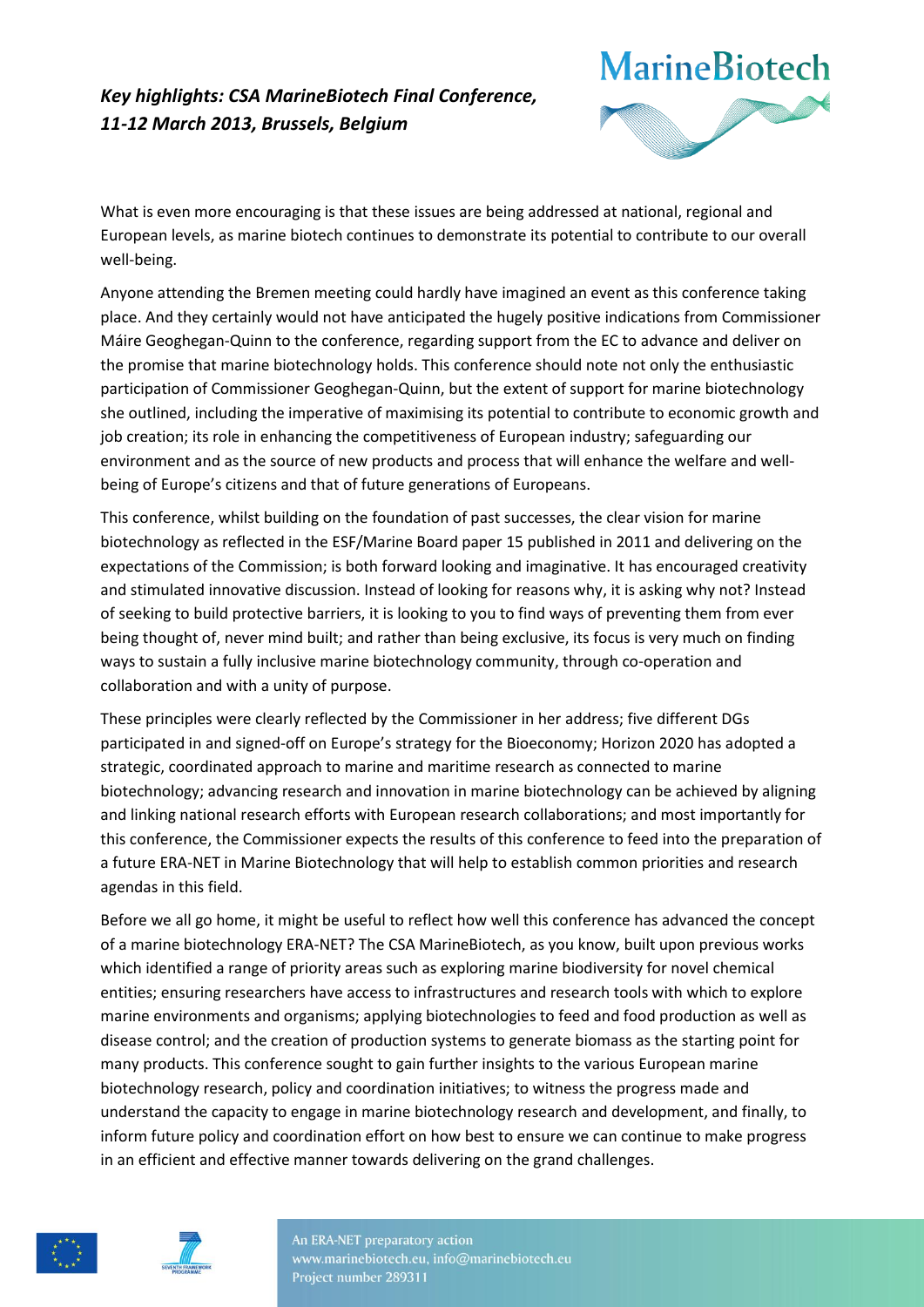What is even more encouraging is that these issues are being addressed at national, regional and European levels, as marine biotech continues to demonstrate its potential to contribute to our overall well-being.

Anyone attending the Bremen meeting could hardly have imagined an event as this conference taking place. And they certainly would not have anticipated the hugely positive indications from Commissioner Máire Geoghegan-Quinn to the conference, regarding support from the EC to advance and deliver on the promise that marine biotechnology holds. This conference should note not only the enthusiastic participation of Commissioner Geoghegan-Quinn, but the extent of support for marine biotechnology she outlined, including the imperative of maximising its potential to contribute to economic growth and job creation; its role in enhancing the competitiveness of European industry; safeguarding our environment and as the source of new products and process that will enhance the welfare and well-being of Europe's citizens and that of future generations of Europeans.

This conference, whilst building on the foundation of past successes, the clear vision for marine biotechnology as reflected in the ESF/Marine Board paper 15 published in 2011 and delivering on the expectations of the Commission; is both forward looking and imaginative. It has encouraged creativity and stimulated innovative discussion. Instead of looking for reasons why, it is asking why not? Instead of seeking to build protective barriers, it is looking to you to find ways of preventing them from ever being thought of, never mind built; and rather than being exclusive, its focus is very much on finding ways to sustain a fully inclusive marine biotechnology community, through co-operation and collaboration and with a unity of purpose.

These principles were clearly reflected by the Commissioner in her address; five different DGs participated in and signed-off on Europe's strategy for the Bioeconomy; Horizon 2020 has adopted a strategic, coordinated approach to marine and maritime research as connected to marine biotechnology; advancing research and innovation in marine biotechnology can be achieved by aligning and linking national research efforts with European research collaborations; and most importantly for this conference, the Commissioner expects the results of this conference to feed into the preparation of a future ERA-NET in Marine Biotechnology that will help to establish common priorities and research agendas in this field.

Before we all go home, it might be useful to reflect how well this conference has advanced the concept of a marine biotechnology ERA-NET? The CSA MarineBiotech, as you know, built upon previous works which identified a range of priority areas such as exploring marine biodiversity for novel chemical entities; ensuring researchers have access to infrastructures and research tools with which to explore marine environments and organisms; applying biotechnologies to feed and food production as well as disease control; and the creation of production systems to generate biomass as the starting point for many products. This conference sought to gain further insights to the various European marine biotechnology research, policy and coordination initiatives; to witness the progress made and understand the capacity to engage in marine biotechnology research and development, and finally, to inform future policy and coordination effort on how best to ensure we can continue to make progress in an efficient and effective manner towards delivering on the grand challenges.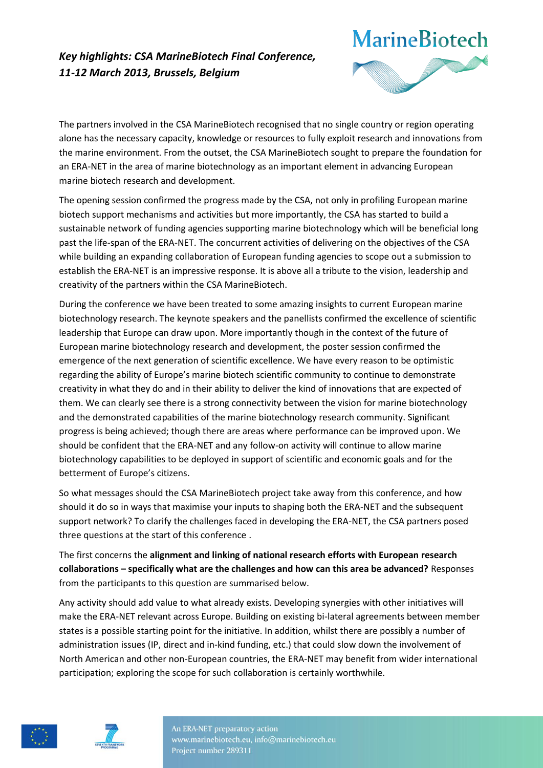*Key highlights: CSA MarineBiotech Final Conference, 11-12 March 2013, Brussels, Belgium*

The partners involved in the CSA MarineBiotech recognised that no single country or region operating alone has the necessary capacity, knowledge or resources to fully exploit research and innovations from the marine environment. From the outset, the CSA MarineBiotech sought to prepare the foundation for an ERA-NET in the area of marine biotechnology as an important element in advancing European marine biotech research and development.

The opening session confirmed the progress made by the CSA, not only in profiling European marine biotech support mechanisms and activities but more importantly, the CSA has started to build a sustainable network of funding agencies supporting marine biotechnology which will be beneficial long past the life-span of the ERA-NET. The concurrent activities of delivering on the objectives of the CSA while building an expanding collaboration of European funding agencies to scope out a submission to establish the ERA-NET is an impressive response. It is above all a tribute to the vision, leadership and creativity of the partners within the CSA MarineBiotech.

During the conference we have been treated to some amazing insights to current European marine biotechnology research. The keynote speakers and the panellists confirmed the excellence of scientific leadership that Europe can draw upon. More importantly though in the context of the future of European marine biotechnology research and development, the poster session confirmed the emergence of the next generation of scientific excellence. We have every reason to be optimistic regarding the ability of Europe's marine biotech scientific community to continue to demonstrate creativity in what they do and in their ability to deliver the kind of innovations that are expected of them. We can clearly see there is a strong connectivity between the vision for marine biotechnology and the demonstrated capabilities of the marine biotechnology research community. Significant progress is being achieved; though there are areas where performance can be improved upon. We should be confident that the ERA-NET and any follow-on activity will continue to allow marine biotechnology capabilities to be deployed in support of scientific and economic goals and for the betterment of Europe's citizens.

So what messages should the CSA MarineBiotech project take away from this conference, and how should it do so in ways that maximise your inputs to shaping both the ERA-NET and the subsequent support network? To clarify the challenges faced in developing the ERA-NET, the CSA partners posed three questions at the start of this conference .

The first concerns the **alignment and linking of national research efforts with European research collaborations – specifically what are the challenges and how can this area be advanced?** Responses from the participants to this question are summarised below.

Any activity should add value to what already exists. Developing synergies with other initiatives will make the ERA-NET relevant across Europe. Building on existing bi-lateral agreements between member states is a possible starting point for the initiative. In addition, whilst there are possibly a number of administration issues (IP, direct and in-kind funding, etc.) that could slow down the involvement of North American and other non-European countries, the ERA-NET may benefit from wider international participation; exploring the scope for such collaboration is certainly worthwhile.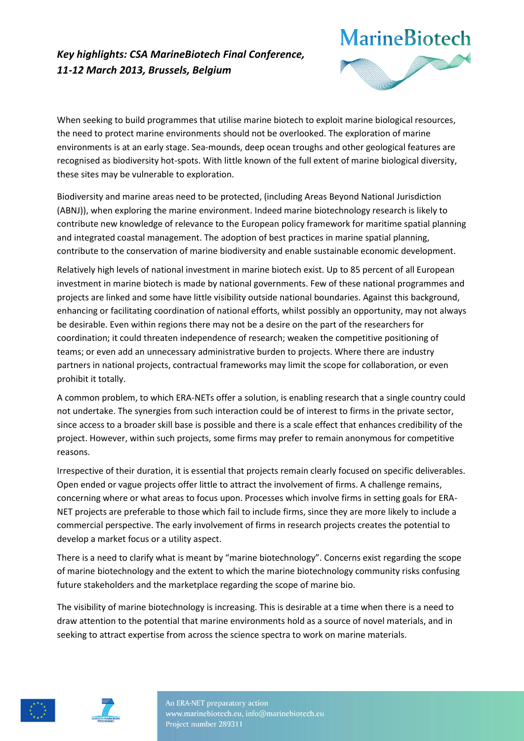***Key highlights: CSA MarineBiotech Final Conference, 11-12 March 2013, Brussels, Belgium***

When seeking to build programmes that utilise marine biotech to exploit marine biological resources, the need to protect marine environments should not be overlooked. The exploration of marine environments is at an early stage. Sea-mounds, deep ocean troughs and other geological features are recognised as biodiversity hot-spots. With little known of the full extent of marine biological diversity, these sites may be vulnerable to exploration.

Biodiversity and marine areas need to be protected, (including Areas Beyond National Jurisdiction (ABNJ)), when exploring the marine environment. Indeed marine biotechnology research is likely to contribute new knowledge of relevance to the European policy framework for maritime spatial planning and integrated coastal management. The adoption of best practices in marine spatial planning, contribute to the conservation of marine biodiversity and enable sustainable economic development.

Relatively high levels of national investment in marine biotech exist. Up to 85 percent of all European investment in marine biotech is made by national governments. Few of these national programmes and projects are linked and some have little visibility outside national boundaries. Against this background, enhancing or facilitating coordination of national efforts, whilst possibly an opportunity, may not always be desirable. Even within regions there may not be a desire on the part of the researchers for coordination; it could threaten independence of research; weaken the competitive positioning of teams; or even add an unnecessary administrative burden to projects. Where there are industry partners in national projects, contractual frameworks may limit the scope for collaboration, or even prohibit it totally.

A common problem, to which ERA-NETs offer a solution, is enabling research that a single country could not undertake. The synergies from such interaction could be of interest to firms in the private sector, since access to a broader skill base is possible and there is a scale effect that enhances credibility of the project. However, within such projects, some firms may prefer to remain anonymous for competitive reasons.

Irrespective of their duration, it is essential that projects remain clearly focused on specific deliverables. Open ended or vague projects offer little to attract the involvement of firms. A challenge remains, concerning where or what areas to focus upon. Processes which involve firms in setting goals for ERA-NET projects are preferable to those which fail to include firms, since they are more likely to include a commercial perspective. The early involvement of firms in research projects creates the potential to develop a market focus or a utility aspect.

There is a need to clarify what is meant by "marine biotechnology". Concerns exist regarding the scope of marine biotechnology and the extent to which the marine biotechnology community risks confusing future stakeholders and the marketplace regarding the scope of marine bio.

The visibility of marine biotechnology is increasing. This is desirable at a time when there is a need to draw attention to the potential that marine environments hold as a source of novel materials, and in seeking to attract expertise from across the science spectra to work on marine materials.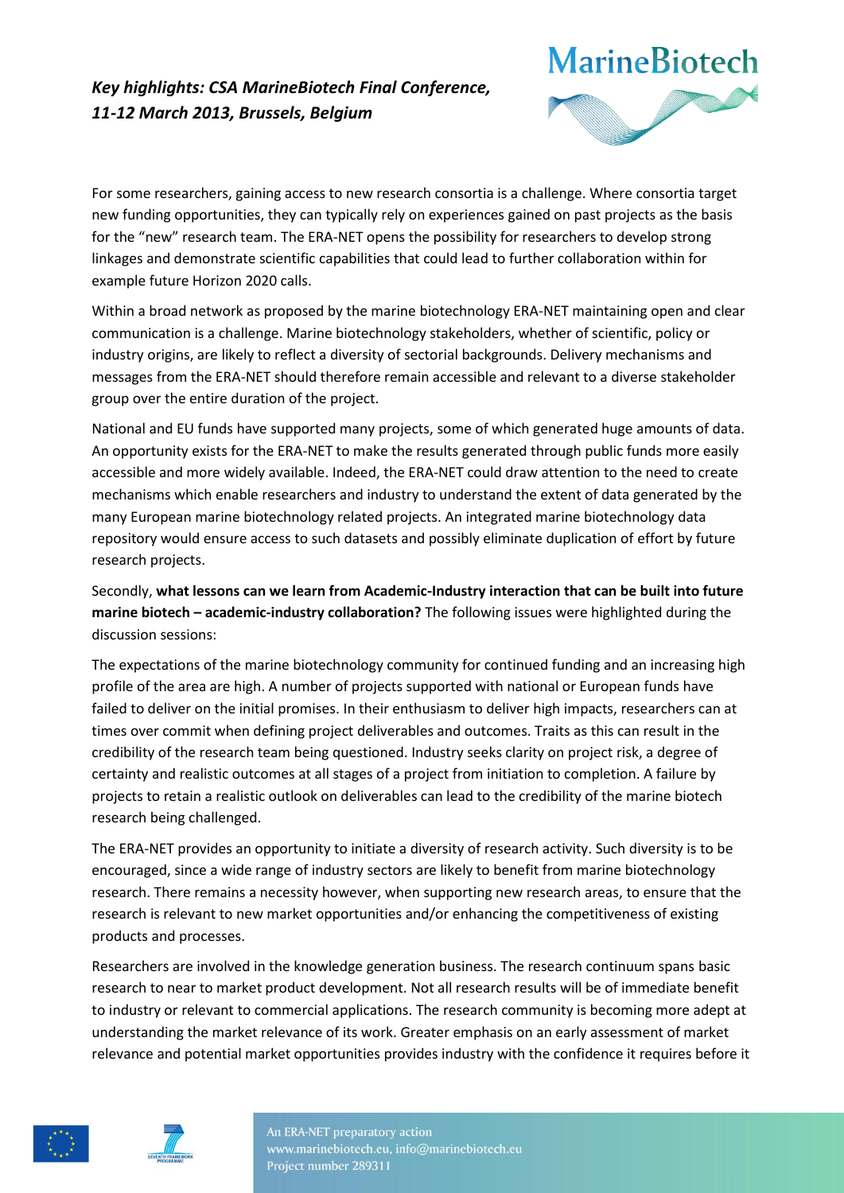For some researchers, gaining access to new research consortia is a challenge. Where consortia target new funding opportunities, they can typically rely on experiences gained on past projects as the basis for the "new" research team. The ERA-NET opens the possibility for researchers to develop strong linkages and demonstrate scientific capabilities that could lead to further collaboration within for example future Horizon 2020 calls.

Within a broad network as proposed by the marine biotechnology ERA-NET maintaining open and clear communication is a challenge. Marine biotechnology stakeholders, whether of scientific, policy or industry origins, are likely to reflect a diversity of sectorial backgrounds. Delivery mechanisms and messages from the ERA-NET should therefore remain accessible and relevant to a diverse stakeholder group over the entire duration of the project.

National and EU funds have supported many projects, some of which generated huge amounts of data. An opportunity exists for the ERA-NET to make the results generated through public funds more easily accessible and more widely available. Indeed, the ERA-NET could draw attention to the need to create mechanisms which enable researchers and industry to understand the extent of data generated by the many European marine biotechnology related projects. An integrated marine biotechnology data repository would ensure access to such datasets and possibly eliminate duplication of effort by future research projects.

Secondly, **what lessons can we learn from Academic-Industry interaction that can be built into future marine biotech – academic-industry collaboration?** The following issues were highlighted during the discussion sessions:

The expectations of the marine biotechnology community for continued funding and an increasing high profile of the area are high. A number of projects supported with national or European funds have failed to deliver on the initial promises. In their enthusiasm to deliver high impacts, researchers can at times over commit when defining project deliverables and outcomes. Traits as this can result in the credibility of the research team being questioned. Industry seeks clarity on project risk, a degree of certainty and realistic outcomes at all stages of a project from initiation to completion. A failure by projects to retain a realistic outlook on deliverables can lead to the credibility of the marine biotech research being challenged.

The ERA-NET provides an opportunity to initiate a diversity of research activity. Such diversity is to be encouraged, since a wide range of industry sectors are likely to benefit from marine biotechnology research. There remains a necessity however, when supporting new research areas, to ensure that the research is relevant to new market opportunities and/or enhancing the competitiveness of existing products and processes.

Researchers are involved in the knowledge generation business. The research continuum spans basic research to near to market product development. Not all research results will be of immediate benefit to industry or relevant to commercial applications. The research community is becoming more adept at understanding the market relevance of its work. Greater emphasis on an early assessment of market relevance and potential market opportunities provides industry with the confidence it requires before it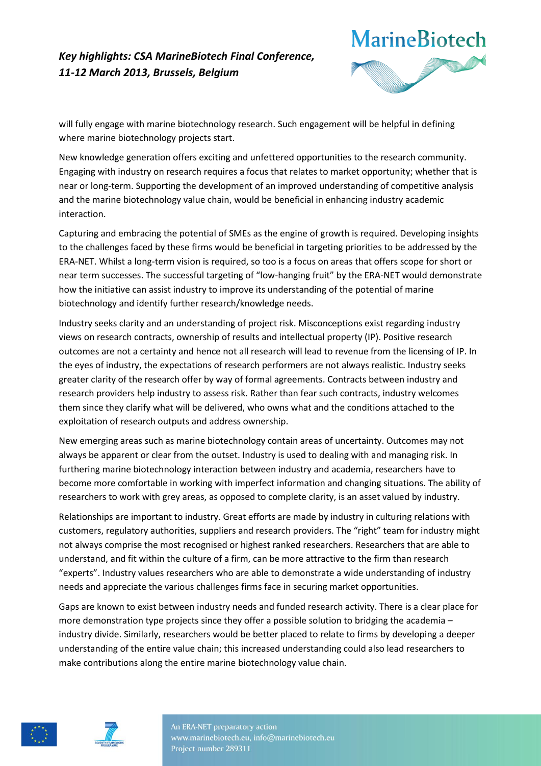will fully engage with marine biotechnology research. Such engagement will be helpful in defining where marine biotechnology projects start.

New knowledge generation offers exciting and unfettered opportunities to the research community. Engaging with industry on research requires a focus that relates to market opportunity; whether that is near or long-term. Supporting the development of an improved understanding of competitive analysis and the marine biotechnology value chain, would be beneficial in enhancing industry academic interaction.

Capturing and embracing the potential of SMEs as the engine of growth is required. Developing insights to the challenges faced by these firms would be beneficial in targeting priorities to be addressed by the ERA-NET. Whilst a long-term vision is required, so too is a focus on areas that offers scope for short or near term successes. The successful targeting of "low-hanging fruit" by the ERA-NET would demonstrate how the initiative can assist industry to improve its understanding of the potential of marine biotechnology and identify further research/knowledge needs.

Industry seeks clarity and an understanding of project risk. Misconceptions exist regarding industry views on research contracts, ownership of results and intellectual property (IP). Positive research outcomes are not a certainty and hence not all research will lead to revenue from the licensing of IP. In the eyes of industry, the expectations of research performers are not always realistic. Industry seeks greater clarity of the research offer by way of formal agreements. Contracts between industry and research providers help industry to assess risk. Rather than fear such contracts, industry welcomes them since they clarify what will be delivered, who owns what and the conditions attached to the exploitation of research outputs and address ownership.

New emerging areas such as marine biotechnology contain areas of uncertainty. Outcomes may not always be apparent or clear from the outset. Industry is used to dealing with and managing risk. In furthering marine biotechnology interaction between industry and academia, researchers have to become more comfortable in working with imperfect information and changing situations. The ability of researchers to work with grey areas, as opposed to complete clarity, is an asset valued by industry.

Relationships are important to industry. Great efforts are made by industry in culturing relations with customers, regulatory authorities, suppliers and research providers. The "right" team for industry might not always comprise the most recognised or highest ranked researchers. Researchers that are able to understand, and fit within the culture of a firm, can be more attractive to the firm than research "experts". Industry values researchers who are able to demonstrate a wide understanding of industry needs and appreciate the various challenges firms face in securing market opportunities.

Gaps are known to exist between industry needs and funded research activity. There is a clear place for more demonstration type projects since they offer a possible solution to bridging the academia – industry divide. Similarly, researchers would be better placed to relate to firms by developing a deeper understanding of the entire value chain; this increased understanding could also lead researchers to make contributions along the entire marine biotechnology value chain.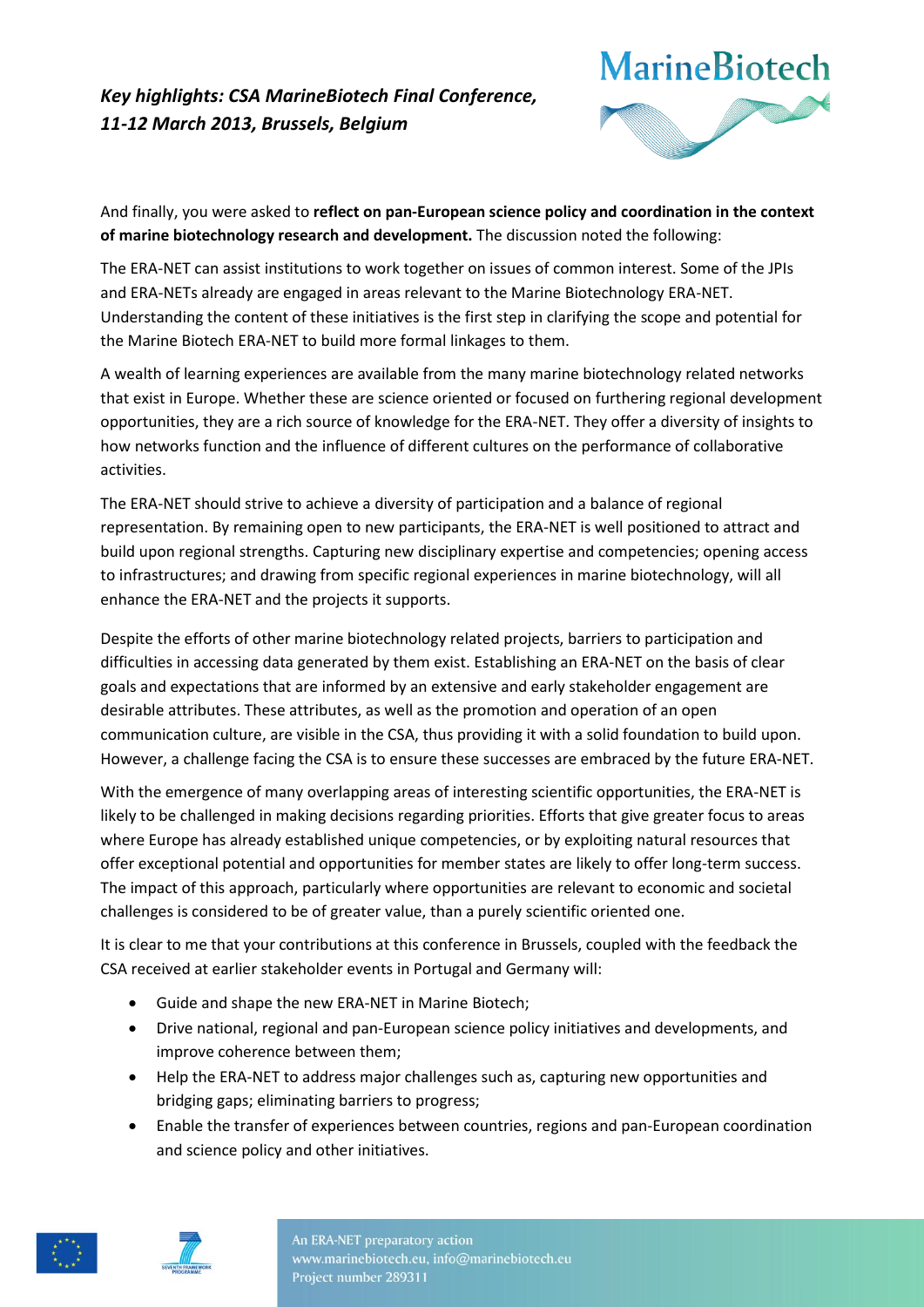And finally, you were asked to **reflect on pan-European science policy and coordination in the context of marine biotechnology research and development.** The discussion noted the following:

The ERA-NET can assist institutions to work together on issues of common interest. Some of the JPIs and ERA-NETs already are engaged in areas relevant to the Marine Biotechnology ERA-NET. Understanding the content of these initiatives is the first step in clarifying the scope and potential for the Marine Biotech ERA-NET to build more formal linkages to them.

A wealth of learning experiences are available from the many marine biotechnology related networks that exist in Europe. Whether these are science oriented or focused on furthering regional development opportunities, they are a rich source of knowledge for the ERA-NET. They offer a diversity of insights to how networks function and the influence of different cultures on the performance of collaborative activities.

The ERA-NET should strive to achieve a diversity of participation and a balance of regional representation. By remaining open to new participants, the ERA-NET is well positioned to attract and build upon regional strengths. Capturing new disciplinary expertise and competencies; opening access to infrastructures; and drawing from specific regional experiences in marine biotechnology, will all enhance the ERA-NET and the projects it supports.

Despite the efforts of other marine biotechnology related projects, barriers to participation and difficulties in accessing data generated by them exist. Establishing an ERA-NET on the basis of clear goals and expectations that are informed by an extensive and early stakeholder engagement are desirable attributes. These attributes, as well as the promotion and operation of an open communication culture, are visible in the CSA, thus providing it with a solid foundation to build upon. However, a challenge facing the CSA is to ensure these successes are embraced by the future ERA-NET.

With the emergence of many overlapping areas of interesting scientific opportunities, the ERA-NET is likely to be challenged in making decisions regarding priorities. Efforts that give greater focus to areas where Europe has already established unique competencies, or by exploiting natural resources that offer exceptional potential and opportunities for member states are likely to offer long-term success. The impact of this approach, particularly where opportunities are relevant to economic and societal challenges is considered to be of greater value, than a purely scientific oriented one.

It is clear to me that your contributions at this conference in Brussels, coupled with the feedback the CSA received at earlier stakeholder events in Portugal and Germany will:

- Guide and shape the new ERA-NET in Marine Biotech;
- Drive national, regional and pan-European science policy initiatives and developments, and improve coherence between them;
- Help the ERA-NET to address major challenges such as, capturing new opportunities and bridging gaps; eliminating barriers to progress;
- Enable the transfer of experiences between countries, regions and pan-European coordination and science policy and other initiatives.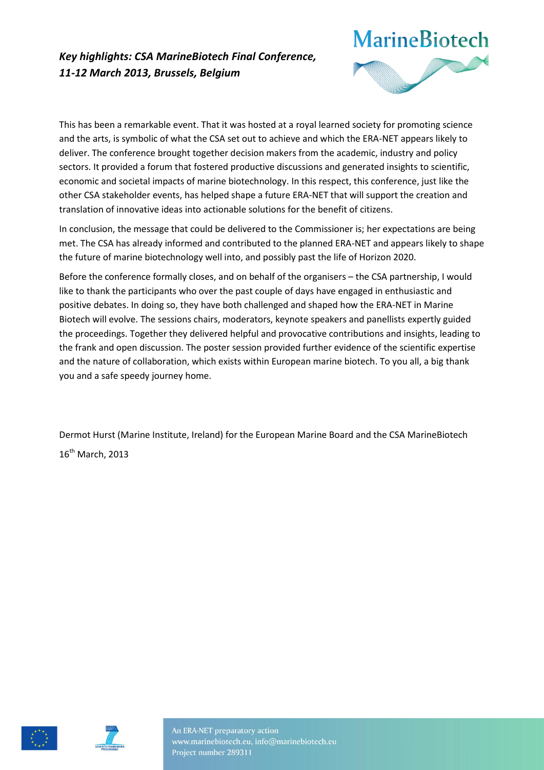***Key highlights: CSA MarineBiotech Final Conference, 11-12 March 2013, Brussels, Belgium***

This has been a remarkable event. That it was hosted at a royal learned society for promoting science and the arts, is symbolic of what the CSA set out to achieve and which the ERA-NET appears likely to deliver. The conference brought together decision makers from the academic, industry and policy sectors. It provided a forum that fostered productive discussions and generated insights to scientific, economic and societal impacts of marine biotechnology. In this respect, this conference, just like the other CSA stakeholder events, has helped shape a future ERA-NET that will support the creation and translation of innovative ideas into actionable solutions for the benefit of citizens.

In conclusion, the message that could be delivered to the Commissioner is; her expectations are being met. The CSA has already informed and contributed to the planned ERA-NET and appears likely to shape the future of marine biotechnology well into, and possibly past the life of Horizon 2020.

Before the conference formally closes, and on behalf of the organisers – the CSA partnership, I would like to thank the participants who over the past couple of days have engaged in enthusiastic and positive debates. In doing so, they have both challenged and shaped how the ERA-NET in Marine Biotech will evolve. The sessions chairs, moderators, keynote speakers and panellists expertly guided the proceedings. Together they delivered helpful and provocative contributions and insights, leading to the frank and open discussion. The poster session provided further evidence of the scientific expertise and the nature of collaboration, which exists within European marine biotech. To you all, a big thank you and a safe speedy journey home.

Dermot Hurst (Marine Institute, Ireland) for the European Marine Board and the CSA MarineBiotech

16th March, 2013